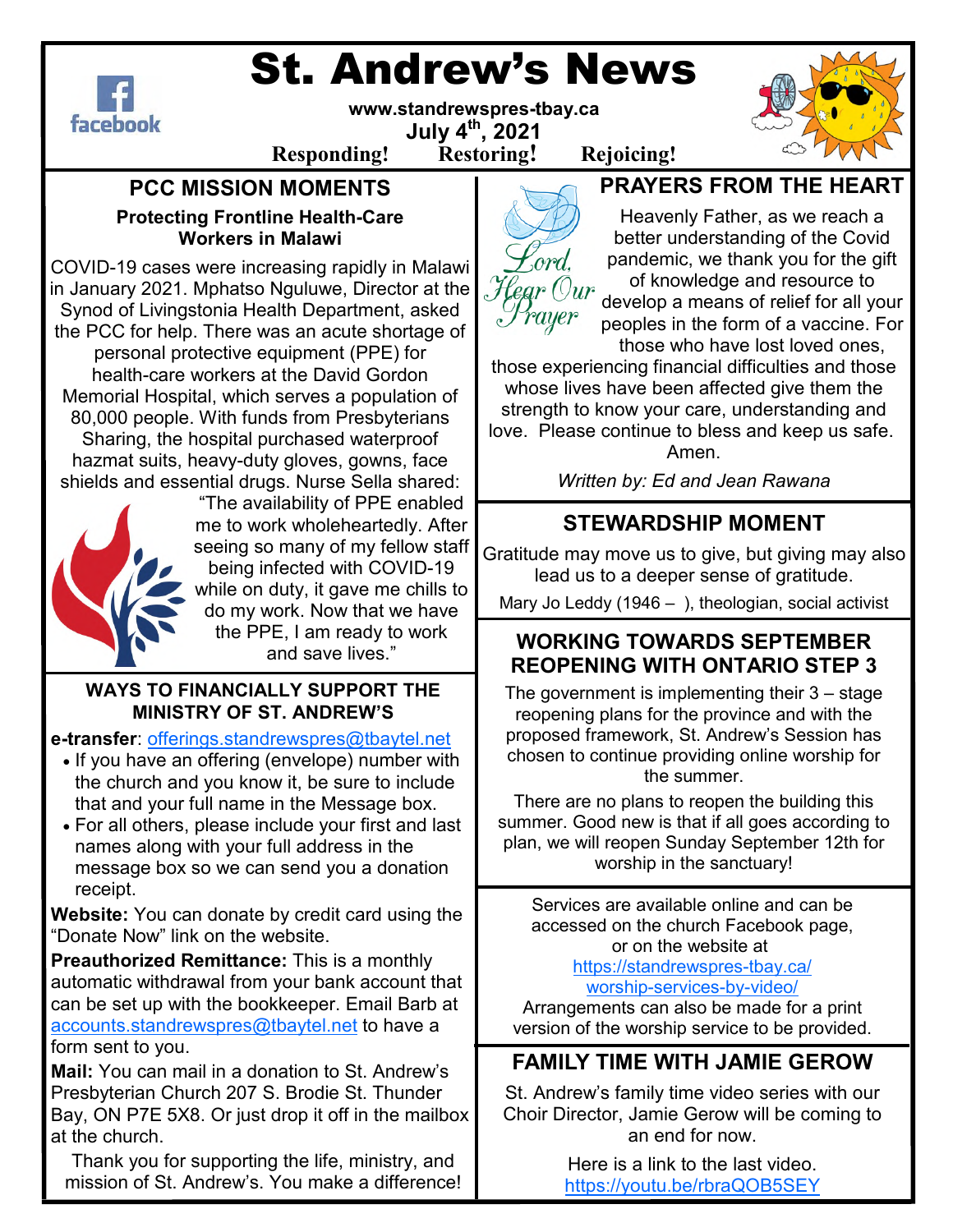# St. Andrew's News

**www.standrewspres-tbay.ca**
**July 4th, 2021**
**Responding! Restoring! Rejoicing!**

## PCC MISSION MOMENTS

### Protecting Frontline Health-Care Workers in Malawi

COVID-19 cases were increasing rapidly in Malawi in January 2021. Mphatso Nguluwe, Director at the Synod of Livingstonia Health Department, asked the PCC for help. There was an acute shortage of personal protective equipment (PPE) for health-care workers at the David Gordon Memorial Hospital, which serves a population of 80,000 people. With funds from Presbyterians Sharing, the hospital purchased waterproof hazmat suits, heavy-duty gloves, gowns, face shields and essential drugs. Nurse Sella shared: "The availability of PPE enabled me to work wholeheartedly. After seeing so many of my fellow staff being infected with COVID-19 while on duty, it gave me chills to do my work. Now that we have the PPE, I am ready to work and save lives."

### WAYS TO FINANCIALLY SUPPORT THE MINISTRY OF ST. ANDREW'S

**e-transfer**: offerings.standrewspres@tbaytel.net

- If you have an offering (envelope) number with the church and you know it, be sure to include that and your full name in the Message box.
- For all others, please include your first and last names along with your full address in the message box so we can send you a donation receipt.

**Website:** You can donate by credit card using the "Donate Now" link on the website.

**Preauthorized Remittance:** This is a monthly automatic withdrawal from your bank account that can be set up with the bookkeeper. Email Barb at accounts.standrewspres@tbaytel.net to have a form sent to you.

**Mail:** You can mail in a donation to St. Andrew's Presbyterian Church 207 S. Brodie St. Thunder Bay, ON P7E 5X8. Or just drop it off in the mailbox at the church.

Thank you for supporting the life, ministry, and mission of St. Andrew's. You make a difference!

## PRAYERS FROM THE HEART

*Lord, Hear Our Prayer*

Heavenly Father, as we reach a better understanding of the Covid pandemic, we thank you for the gift of knowledge and resource to develop a means of relief for all your peoples in the form of a vaccine. For those who have lost loved ones, those experiencing financial difficulties and those whose lives have been affected give them the strength to know your care, understanding and love. Please continue to bless and keep us safe. Amen.

*Written by: Ed and Jean Rawana*

## STEWARDSHIP MOMENT

Gratitude may move us to give, but giving may also lead us to a deeper sense of gratitude.

Mary Jo Leddy (1946 – ), theologian, social activist

## WORKING TOWARDS SEPTEMBER REOPENING WITH ONTARIO STEP 3

The government is implementing their 3 – stage reopening plans for the province and with the proposed framework, St. Andrew's Session has chosen to continue providing online worship for the summer.

There are no plans to reopen the building this summer. Good new is that if all goes according to plan, we will reopen Sunday September 12th for worship in the sanctuary!

Services are available online and can be accessed on the church Facebook page, or on the website at https://standrewspres-tbay.ca/worship-services-by-video/
Arrangements can also be made for a print version of the worship service to be provided.

## FAMILY TIME WITH JAMIE GEROW

St. Andrew's family time video series with our Choir Director, Jamie Gerow will be coming to an end for now.

Here is a link to the last video.
https://youtu.be/rbraQOB5SEY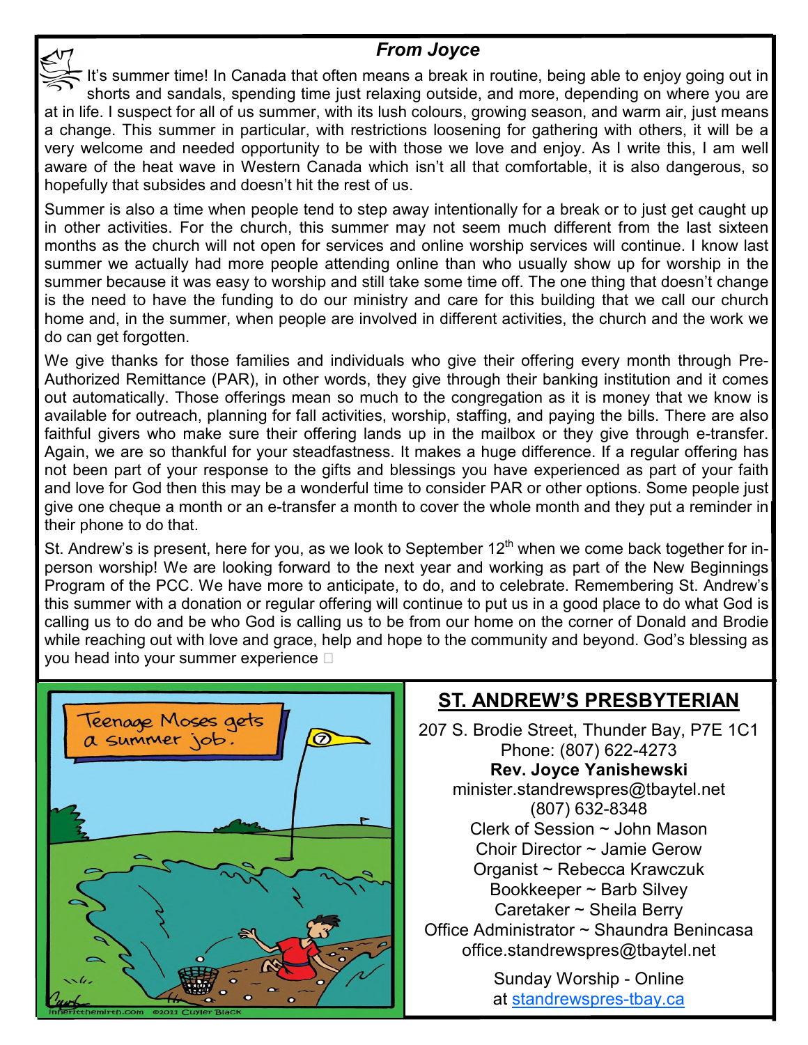## *From Joyce*

It's summer time! In Canada that often means a break in routine, being able to enjoy going out in shorts and sandals, spending time just relaxing outside, and more, depending on where you are at in life. I suspect for all of us summer, with its lush colours, growing season, and warm air, just means a change. This summer in particular, with restrictions loosening for gathering with others, it will be a very welcome and needed opportunity to be with those we love and enjoy. As I write this, I am well aware of the heat wave in Western Canada which isn't all that comfortable, it is also dangerous, so hopefully that subsides and doesn't hit the rest of us.

Summer is also a time when people tend to step away intentionally for a break or to just get caught up in other activities. For the church, this summer may not seem much different from the last sixteen months as the church will not open for services and online worship services will continue. I know last summer we actually had more people attending online than who usually show up for worship in the summer because it was easy to worship and still take some time off. The one thing that doesn't change is the need to have the funding to do our ministry and care for this building that we call our church home and, in the summer, when people are involved in different activities, the church and the work we do can get forgotten.

We give thanks for those families and individuals who give their offering every month through Pre-Authorized Remittance (PAR), in other words, they give through their banking institution and it comes out automatically. Those offerings mean so much to the congregation as it is money that we know is available for outreach, planning for fall activities, worship, staffing, and paying the bills. There are also faithful givers who make sure their offering lands up in the mailbox or they give through e-transfer. Again, we are so thankful for your steadfastness. It makes a huge difference. If a regular offering has not been part of your response to the gifts and blessings you have experienced as part of your faith and love for God then this may be a wonderful time to consider PAR or other options. Some people just give one cheque a month or an e-transfer a month to cover the whole month and they put a reminder in their phone to do that.

St. Andrew's is present, here for you, as we look to September 12th when we come back together for in-person worship! We are looking forward to the next year and working as part of the New Beginnings Program of the PCC. We have more to anticipate, to do, and to celebrate. Remembering St. Andrew's this summer with a donation or regular offering will continue to put us in a good place to do what God is calling us to do and be who God is calling us to be from our home on the corner of Donald and Brodie while reaching out with love and grace, help and hope to the community and beyond. God's blessing as you head into your summer experience

## ST. ANDREW'S PRESBYTERIAN

207 S. Brodie Street, Thunder Bay, P7E 1C1
Phone: (807) 622-4273
**Rev. Joyce Yanishewski**
minister.standrewspres@tbaytel.net
(807) 632-8348
Clerk of Session ~ John Mason
Choir Director ~ Jamie Gerow
Organist ~ Rebecca Krawczuk
Bookkeeper ~ Barb Silvey
Caretaker ~ Sheila Berry
Office Administrator ~ Shaundra Benincasa
office.standrewspres@tbaytel.net

Sunday Worship - Online
at standrewspres-tbay.ca